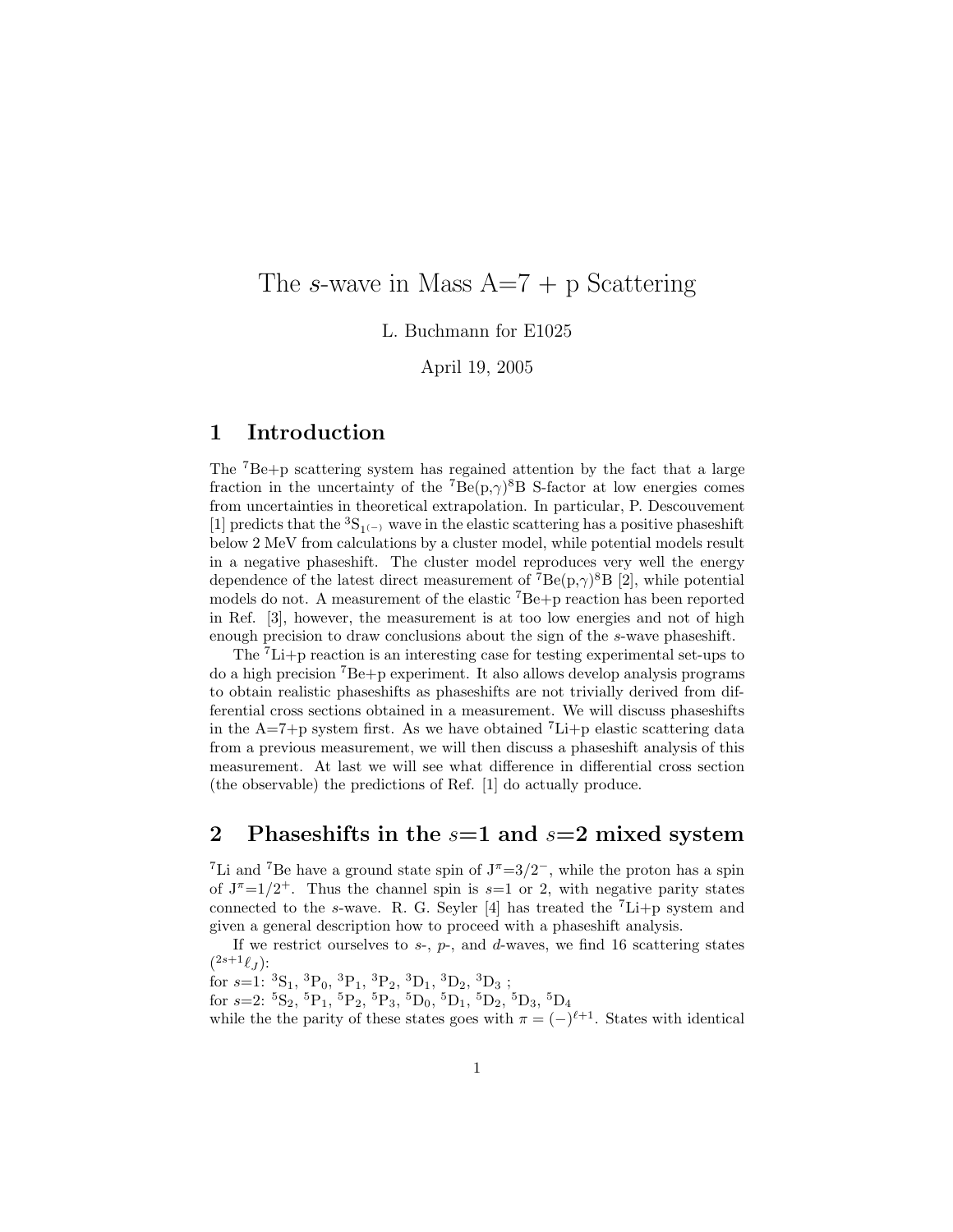# The $s$-wave in Mass A=7 + p Scattering

L. Buchmann for E1025

April 19, 2005

## 1 Introduction

The $^7$Be+p scattering system has regained attention by the fact that a large fraction in the uncertainty of the $^7$Be(p,$\gamma$)$^8$B S-factor at low energies comes from uncertainties in theoretical extrapolation. In particular, P. Descouvement [1] predicts that the $^3$S$_{1^{(-)}}$ wave in the elastic scattering has a positive phaseshift below 2 MeV from calculations by a cluster model, while potential models result in a negative phaseshift. The cluster model reproduces very well the energy dependence of the latest direct measurement of $^7$Be(p,$\gamma$)$^8$B [2], while potential models do not. A measurement of the elastic $^7$Be+p reaction has been reported in Ref. [3], however, the measurement is at too low energies and not of high enough precision to draw conclusions about the sign of the $s$-wave phaseshift.

The $^7$Li+p reaction is an interesting case for testing experimental set-ups to do a high precision $^7$Be+p experiment. It also allows develop analysis programs to obtain realistic phaseshifts as phaseshifts are not trivially derived from differential cross sections obtained in a measurement. We will discuss phaseshifts in the A=7+p system first. As we have obtained $^7$Li+p elastic scattering data from a previous measurement, we will then discuss a phaseshift analysis of this measurement. At last we will see what difference in differential cross section (the observable) the predictions of Ref. [1] do actually produce.

## 2 Phaseshifts in the $s$=1 and $s$=2 mixed system

$^7$Li and $^7$Be have a ground state spin of J$^\pi$=3/2$^-$, while the proton has a spin of J$^\pi$=1/2$^+$. Thus the channel spin is $s$=1 or 2, with negative parity states connected to the $s$-wave. R. G. Seyler [4] has treated the $^7$Li+p system and given a general description how to proceed with a phaseshift analysis.

If we restrict ourselves to $s$-, $p$-, and $d$-waves, we find 16 scattering states ($^{2s+1}\ell_J$):
for $s$=1: $^3$S$_1$, $^3$P$_0$, $^3$P$_1$, $^3$P$_2$, $^3$D$_1$, $^3$D$_2$, $^3$D$_3$ ;
for $s$=2: $^5$S$_2$, $^5$P$_1$, $^5$P$_2$, $^5$P$_3$, $^5$D$_0$, $^5$D$_1$, $^5$D$_2$, $^5$D$_3$, $^5$D$_4$
while the the parity of these states goes with $\pi = (-)^{\ell+1}$. States with identical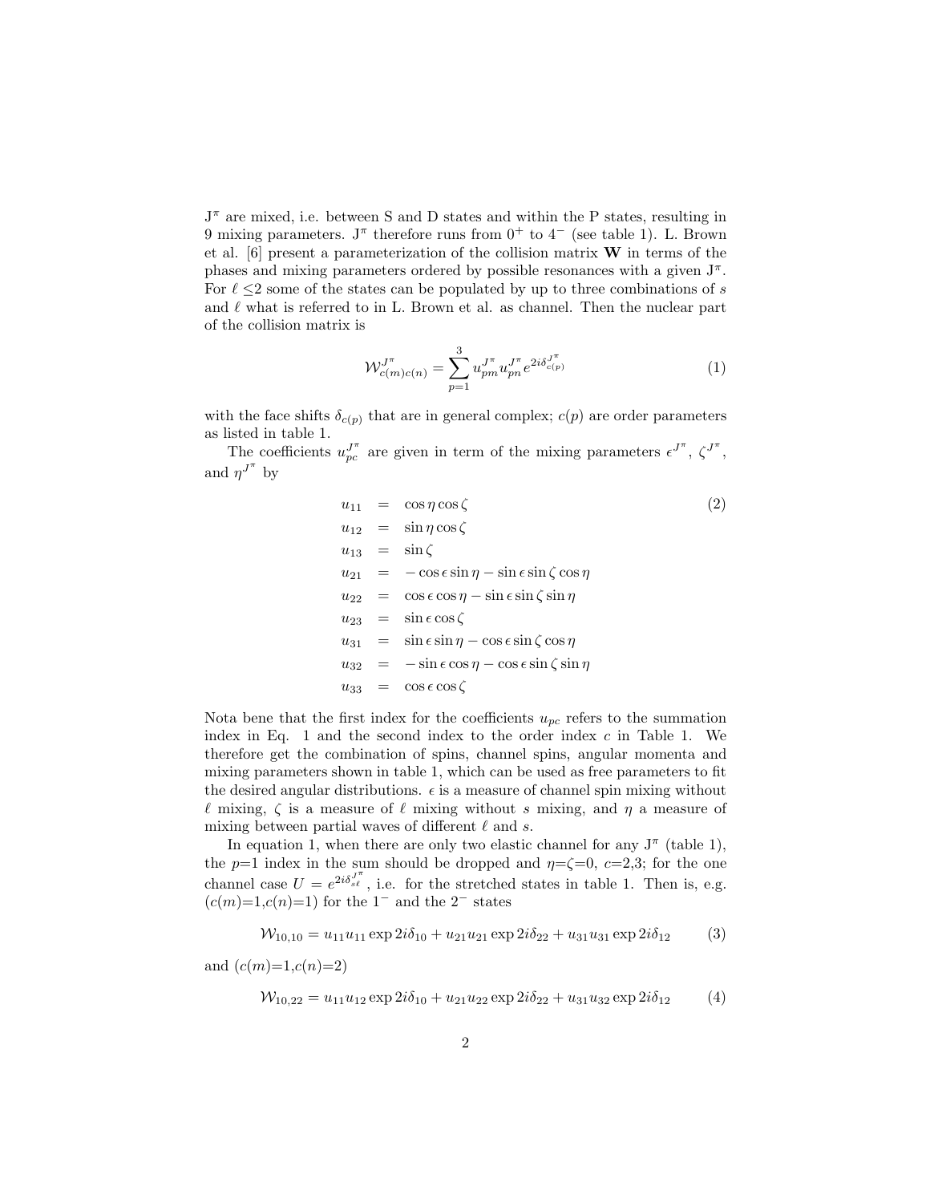$J^\pi$ are mixed, i.e. between S and D states and within the P states, resulting in 9 mixing parameters. $J^\pi$ therefore runs from $0^+$ to $4^-$ (see table 1). L. Brown et al. [6] present a parameterization of the collision matrix **W** in terms of the phases and mixing parameters ordered by possible resonances with a given $J^\pi$. For $\ell \leq 2$ some of the states can be populated by up to three combinations of $s$ and $\ell$ what is referred to in L. Brown et al. as channel. Then the nuclear part of the collision matrix is

$$\mathcal{W}^{J^\pi}_{c(m)c(n)} = \sum_{p=1}^{3} u^{J^\pi}_{pm} u^{J^\pi}_{pn} e^{2i\delta^{J^\pi}_{c(p)}} \tag{1}$$

with the face shifts $\delta_{c(p)}$ that are in general complex; $c(p)$ are order parameters as listed in table 1.

The coefficients $u^{J^\pi}_{pc}$ are given in term of the mixing parameters $\epsilon^{J^\pi}$, $\zeta^{J^\pi}$, and $\eta^{J^\pi}$ by

$$\begin{aligned}
u_{11} &= \cos\eta\cos\zeta \\
u_{12} &= \sin\eta\cos\zeta \\
u_{13} &= \sin\zeta \\
u_{21} &= -\cos\epsilon\sin\eta - \sin\epsilon\sin\zeta\cos\eta \\
u_{22} &= \cos\epsilon\cos\eta - \sin\epsilon\sin\zeta\sin\eta \\
u_{23} &= \sin\epsilon\cos\zeta \\
u_{31} &= \sin\epsilon\sin\eta - \cos\epsilon\sin\zeta\cos\eta \\
u_{32} &= -\sin\epsilon\cos\eta - \cos\epsilon\sin\zeta\sin\eta \\
u_{33} &= \cos\epsilon\cos\zeta
\end{aligned} \tag{2}$$

Nota bene that the first index for the coefficients $u_{pc}$ refers to the summation index in Eq. 1 and the second index to the order index $c$ in Table 1. We therefore get the combination of spins, channel spins, angular momenta and mixing parameters shown in table 1, which can be used as free parameters to fit the desired angular distributions. $\epsilon$ is a measure of channel spin mixing without $\ell$ mixing, $\zeta$ is a measure of $\ell$ mixing without $s$ mixing, and $\eta$ a measure of mixing between partial waves of different $\ell$ and $s$.

In equation 1, when there are only two elastic channel for any $J^\pi$ (table 1), the $p$=1 index in the sum should be dropped and $\eta$=$\zeta$=0, $c$=2,3; for the one channel case $U = e^{2i\delta^{J^\pi}_{s\ell}}$, i.e. for the stretched states in table 1. Then is, e.g. ($c(m)$=1,$c(n)$=1) for the $1^-$ and the $2^-$ states

$$\mathcal{W}_{10,10} = u_{11}u_{11}\exp 2i\delta_{10} + u_{21}u_{21}\exp 2i\delta_{22} + u_{31}u_{31}\exp 2i\delta_{12} \tag{3}$$

and ($c(m)$=1,$c(n)$=2)

$$\mathcal{W}_{10,22} = u_{11}u_{12}\exp 2i\delta_{10} + u_{21}u_{22}\exp 2i\delta_{22} + u_{31}u_{32}\exp 2i\delta_{12} \tag{4}$$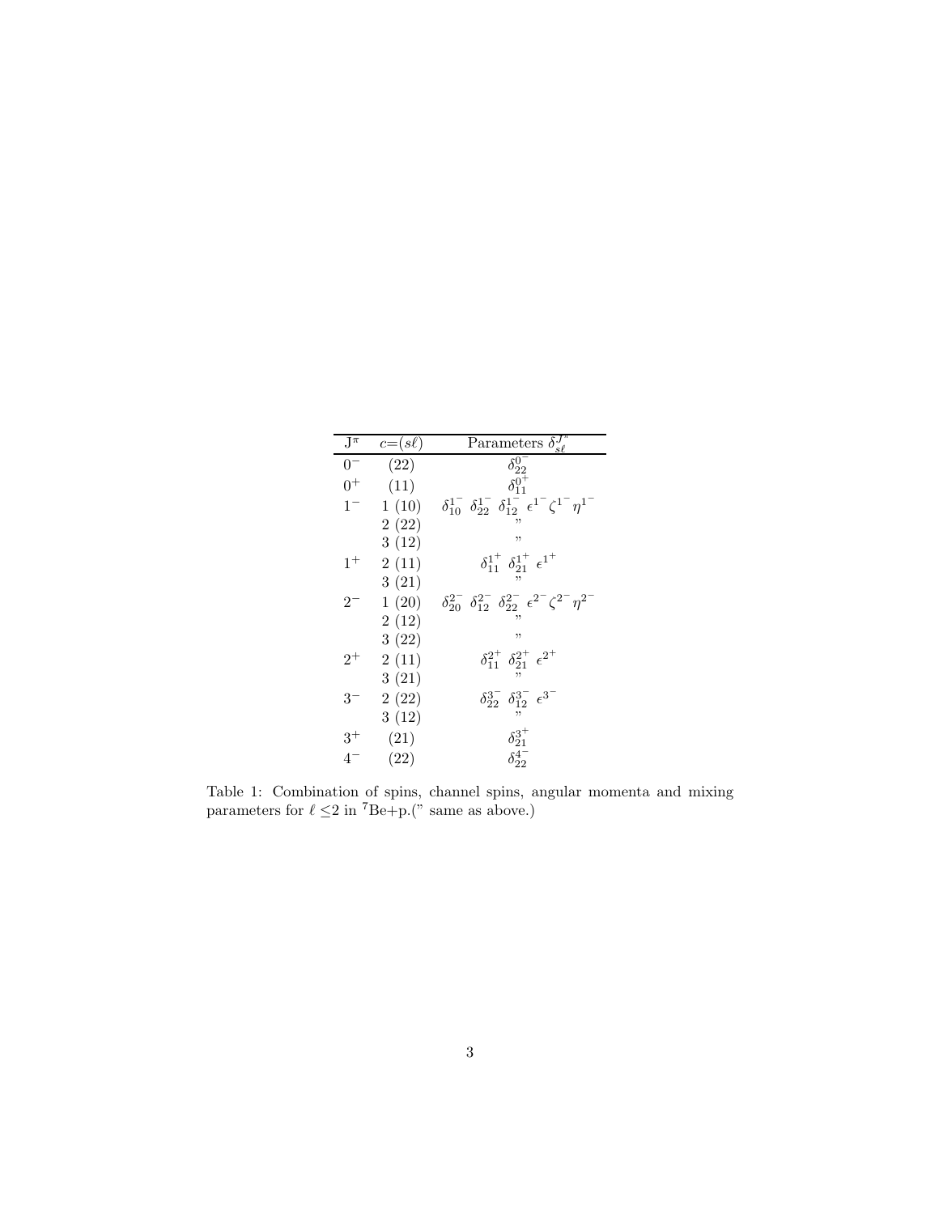| $J^\pi$ | $c$=$(s\ell)$ | Parameters $\delta^{J^\pi}_{s\ell}$ |
|---|---|---|
| $0^-$ | (22) | $\delta^{0^-}_{22}$ |
| $0^+$ | (11) | $\delta^{0^+}_{11}$ |
| $1^-$ | 1 (10) | $\delta^{1^-}_{10}$ $\delta^{1^-}_{22}$ $\delta^{1^-}_{12}$ $\epsilon^{1^-}$ $\zeta^{1^-}$ $\eta^{1^-}$ |
| | 2 (22) | " |
| | 3 (12) | " |
| $1^+$ | 2 (11) | $\delta^{1^+}_{11}$ $\delta^{1^+}_{21}$ $\epsilon^{1^+}$ |
| | 3 (21) | " |
| $2^-$ | 1 (20) | $\delta^{2^-}_{20}$ $\delta^{2^-}_{12}$ $\delta^{2^-}_{22}$ $\epsilon^{2^-}$ $\zeta^{2^-}$ $\eta^{2^-}$ |
| | 2 (12) | " |
| | 3 (22) | " |
| $2^+$ | 2 (11) | $\delta^{2^+}_{11}$ $\delta^{2^+}_{21}$ $\epsilon^{2^+}$ |
| | 3 (21) | " |
| $3^-$ | 2 (22) | $\delta^{3^-}_{22}$ $\delta^{3^-}_{12}$ $\epsilon^{3^-}$ |
| | 3 (12) | " |
| $3^+$ | (21) | $\delta^{3^+}_{21}$ |
| $4^-$ | (22) | $\delta^{4^-}_{22}$ |

Table 1: Combination of spins, channel spins, angular momenta and mixing parameters for $\ell \leq 2$ in $^7$Be+p.(" same as above.)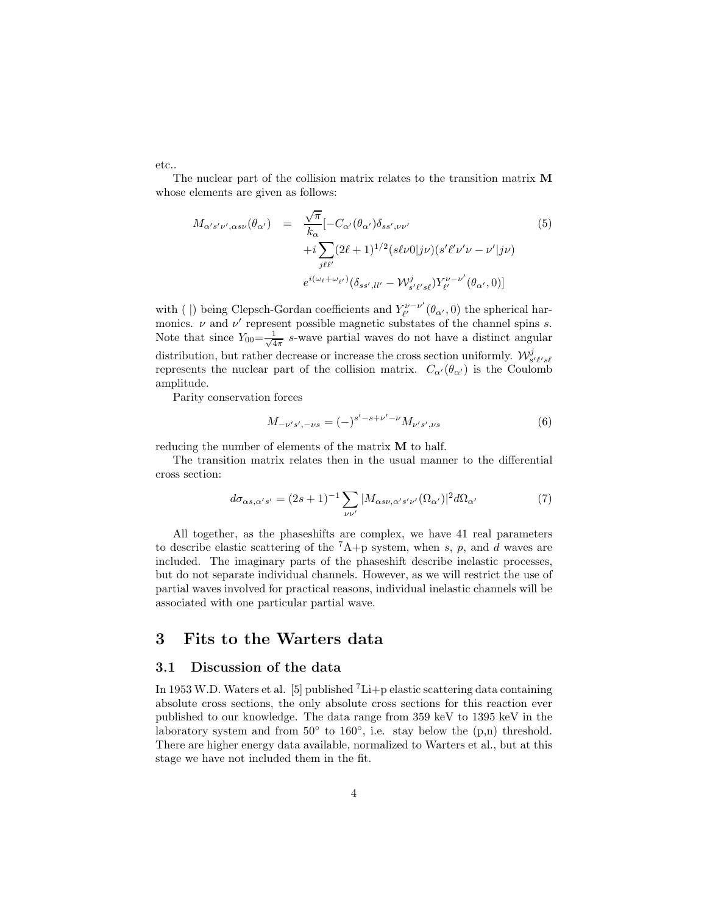etc..

The nuclear part of the collision matrix relates to the transition matrix **M** whose elements are given as follows:

$$
\begin{aligned}
M_{\alpha' s'\nu',\alpha s\nu}(\theta_{\alpha'}) \quad = \quad & \frac{\sqrt{\pi}}{k_\alpha}[-C_{\alpha'}(\theta_{\alpha'})\delta_{ss',\nu\nu'} \\
& +i\sum_{j\ell\ell'}(2\ell+1)^{1/2}(s\ell\nu 0|j\nu)(s'\ell'\nu'\nu-\nu'|j\nu) \\
& e^{i(\omega_\ell+\omega_{\ell'})}(\delta_{ss',ll'}-\mathcal{W}^j_{s'\ell' s\ell})Y^{\nu-\nu'}_{\ell'}(\theta_{\alpha'},0)]
\end{aligned} \tag{5}
$$

with ( |) being Clepsch-Gordan coefficients and $Y^{\nu-\nu'}_{\ell'}(\theta_{\alpha'},0)$ the spherical harmonics. $\nu$ and $\nu'$ represent possible magnetic substates of the channel spins $s$. Note that since $Y_{00}=\frac{1}{\sqrt{4\pi}}$ $s$-wave partial waves do not have a distinct angular distribution, but rather decrease or increase the cross section uniformly. $\mathcal{W}^j_{s'\ell' s\ell}$ represents the nuclear part of the collision matrix. $C_{\alpha'}(\theta_{\alpha'})$ is the Coulomb amplitude.

Parity conservation forces

$$
M_{-\nu' s',-\nu s} = (-)^{s'-s+\nu'-\nu}M_{\nu' s',\nu s} \tag{6}
$$

reducing the number of elements of the matrix **M** to half.

The transition matrix relates then in the usual manner to the differential cross section:

$$
d\sigma_{\alpha s,\alpha' s'} = (2s+1)^{-1}\sum_{\nu\nu'}|M_{\alpha s\nu,\alpha' s'\nu'}(\Omega_{\alpha'})|^2 d\Omega_{\alpha'} \tag{7}
$$

All together, as the phaseshifts are complex, we have 41 real parameters to describe elastic scattering of the $^7$A+p system, when $s$, $p$, and $d$ waves are included. The imaginary parts of the phaseshift describe inelastic processes, but do not separate individual channels. However, as we will restrict the use of partial waves involved for practical reasons, individual inelastic channels will be associated with one particular partial wave.

# 3 Fits to the Warters data

## 3.1 Discussion of the data

In 1953 W.D. Waters et al. [5] published $^7$Li+p elastic scattering data containing absolute cross sections, the only absolute cross sections for this reaction ever published to our knowledge. The data range from 359 keV to 1395 keV in the laboratory system and from 50° to 160°, i.e. stay below the (p,n) threshold. There are higher energy data available, normalized to Warters et al., but at this stage we have not included them in the fit.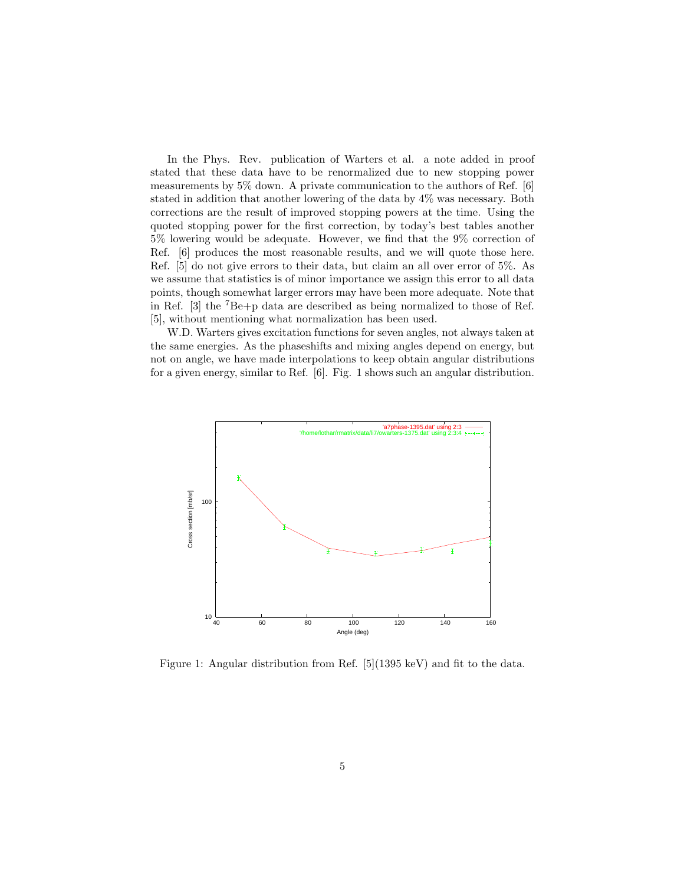In the Phys. Rev. publication of Warters et al. a note added in proof stated that these data have to be renormalized due to new stopping power measurements by 5% down. A private communication to the authors of Ref. [6] stated in addition that another lowering of the data by 4% was necessary. Both corrections are the result of improved stopping powers at the time. Using the quoted stopping power for the first correction, by today's best tables another 5% lowering would be adequate. However, we find that the 9% correction of Ref. [6] produces the most reasonable results, and we will quote those here. Ref. [5] do not give errors to their data, but claim an all over error of 5%. As we assume that statistics is of minor importance we assign this error to all data points, though somewhat larger errors may have been more adequate. Note that in Ref. [3] the $^{7}$Be+p data are described as being normalized to those of Ref. [5], without mentioning what normalization has been used.

W.D. Warters gives excitation functions for seven angles, not always taken at the same energies. As the phaseshifts and mixing angles depend on energy, but not on angle, we have made interpolations to keep obtain angular distributions for a given energy, similar to Ref. [6]. Fig. 1 shows such an angular distribution.

Figure 1: Angular distribution from Ref. [5](1395 keV) and fit to the data.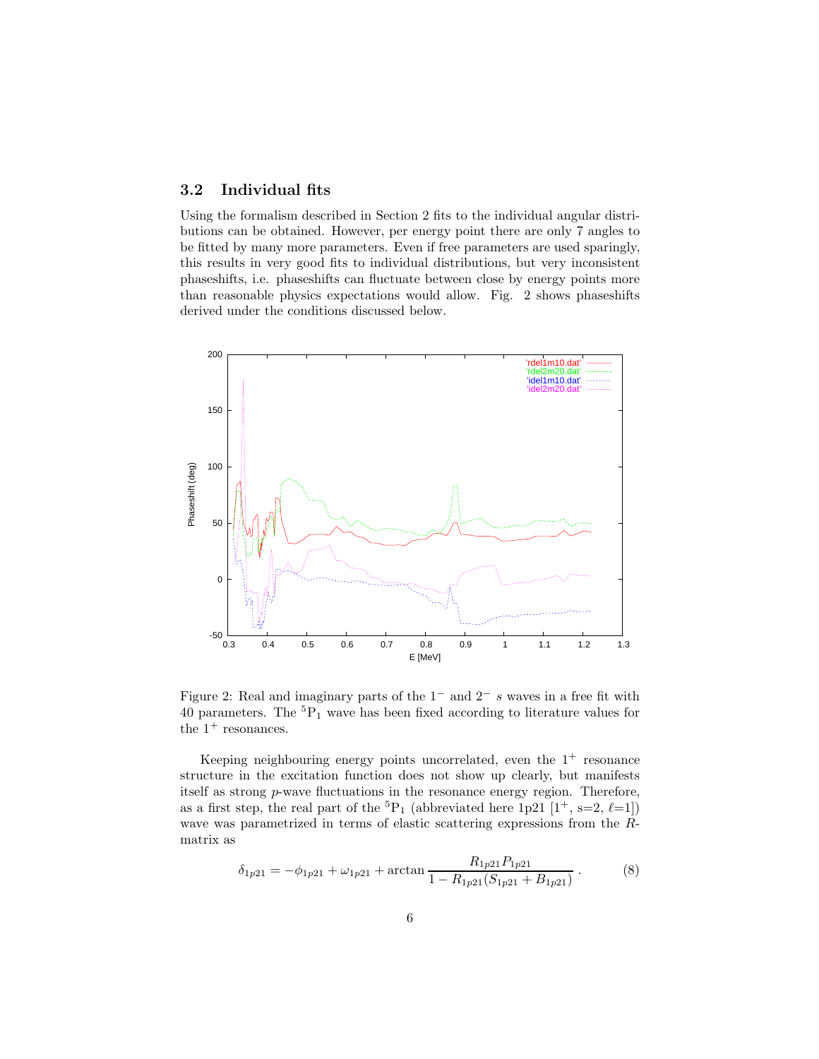### 3.2 Individual fits

Using the formalism described in Section 2 fits to the individual angular distributions can be obtained. However, per energy point there are only 7 angles to be fitted by many more parameters. Even if free parameters are used sparingly, this results in very good fits to individual distributions, but very inconsistent phaseshifts, i.e. phaseshifts can fluctuate between close by energy points more than reasonable physics expectations would allow. Fig. 2 shows phaseshifts derived under the conditions discussed below.

Figure 2: Real and imaginary parts of the $1^-$ and $2^-$ $s$ waves in a free fit with 40 parameters. The $^5$P$_1$ wave has been fixed according to literature values for the $1^+$ resonances.

Keeping neighbouring energy points uncorrelated, even the $1^+$ resonance structure in the excitation function does not show up clearly, but manifests itself as strong $p$-wave fluctuations in the resonance energy region. Therefore, as a first step, the real part of the $^5$P$_1$ (abbreviated here 1p21 [$1^+$, s=2, $\ell$=1]) wave was parametrized in terms of elastic scattering expressions from the $R$-matrix as

$$\delta_{1p21} = -\phi_{1p21} + \omega_{1p21} + \arctan \frac{R_{1p21} P_{1p21}}{1 - R_{1p21}(S_{1p21} + B_{1p21})} . \quad (8)$$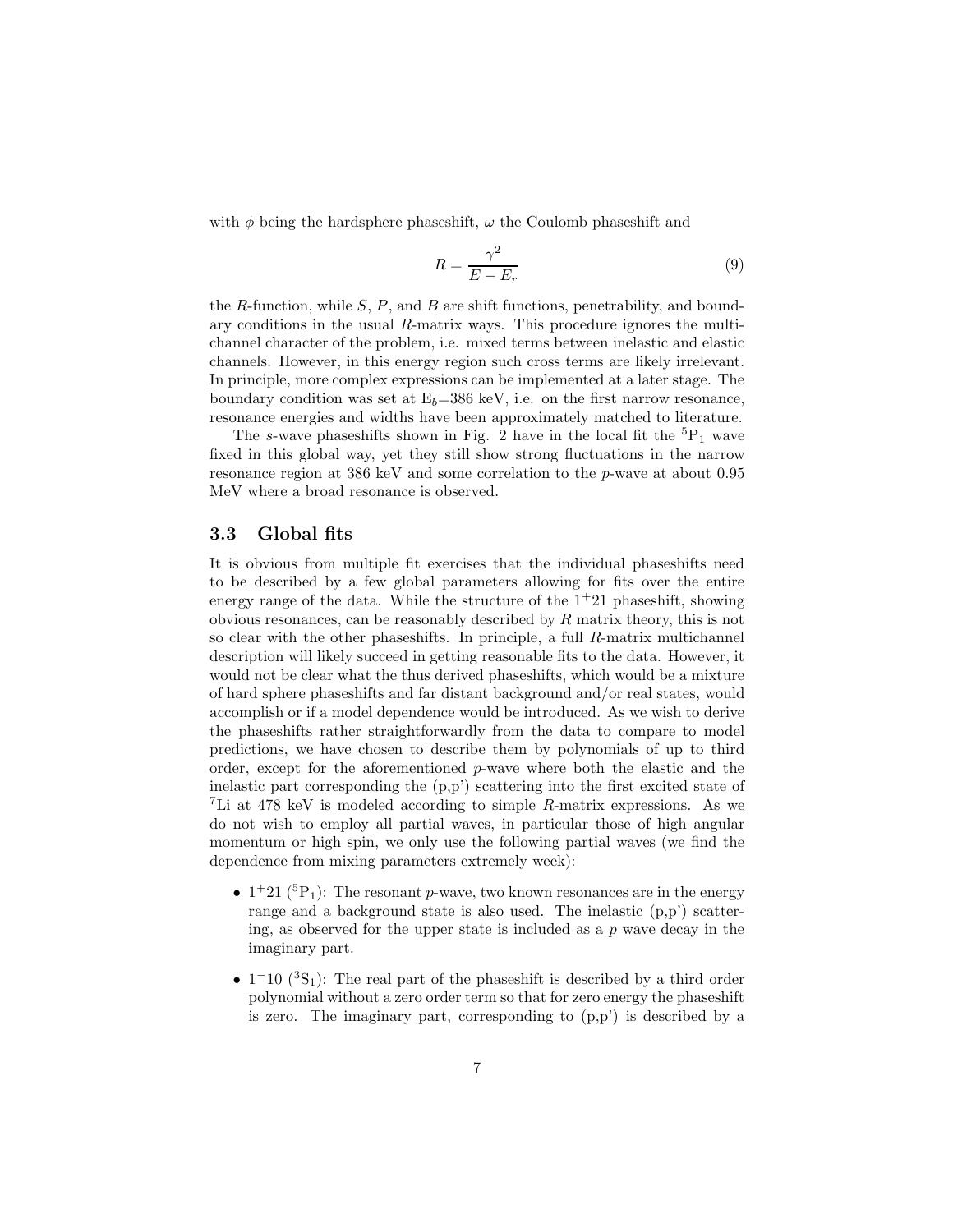with $\phi$ being the hardsphere phaseshift, $\omega$ the Coulomb phaseshift and

$$R = \frac{\gamma^2}{E - E_r} \tag{9}$$

the $R$-function, while $S$, $P$, and $B$ are shift functions, penetrability, and boundary conditions in the usual $R$-matrix ways. This procedure ignores the multichannel character of the problem, i.e. mixed terms between inelastic and elastic channels. However, in this energy region such cross terms are likely irrelevant. In principle, more complex expressions can be implemented at a later stage. The boundary condition was set at $E_b$=386 keV, i.e. on the first narrow resonance, resonance energies and widths have been approximately matched to literature.

The $s$-wave phaseshifts shown in Fig. 2 have in the local fit the $^5P_1$ wave fixed in this global way, yet they still show strong fluctuations in the narrow resonance region at 386 keV and some correlation to the $p$-wave at about 0.95 MeV where a broad resonance is observed.

### 3.3 Global fits

It is obvious from multiple fit exercises that the individual phaseshifts need to be described by a few global parameters allowing for fits over the entire energy range of the data. While the structure of the $1^+21$ phaseshift, showing obvious resonances, can be reasonably described by $R$ matrix theory, this is not so clear with the other phaseshifts. In principle, a full $R$-matrix multichannel description will likely succeed in getting reasonable fits to the data. However, it would not be clear what the thus derived phaseshifts, which would be a mixture of hard sphere phaseshifts and far distant background and/or real states, would accomplish or if a model dependence would be introduced. As we wish to derive the phaseshifts rather straightforwardly from the data to compare to model predictions, we have chosen to describe them by polynomials of up to third order, except for the aforementioned $p$-wave where both the elastic and the inelastic part corresponding the (p,p') scattering into the first excited state of $^7$Li at 478 keV is modeled according to simple $R$-matrix expressions. As we do not wish to employ all partial waves, in particular those of high angular momentum or high spin, we only use the following partial waves (we find the dependence from mixing parameters extremely week):

- $1^+21$ ($^5P_1$): The resonant $p$-wave, two known resonances are in the energy range and a background state is also used. The inelastic (p,p') scattering, as observed for the upper state is included as a $p$ wave decay in the imaginary part.
- $1^-10$ ($^3S_1$): The real part of the phaseshift is described by a third order polynomial without a zero order term so that for zero energy the phaseshift is zero. The imaginary part, corresponding to (p,p') is described by a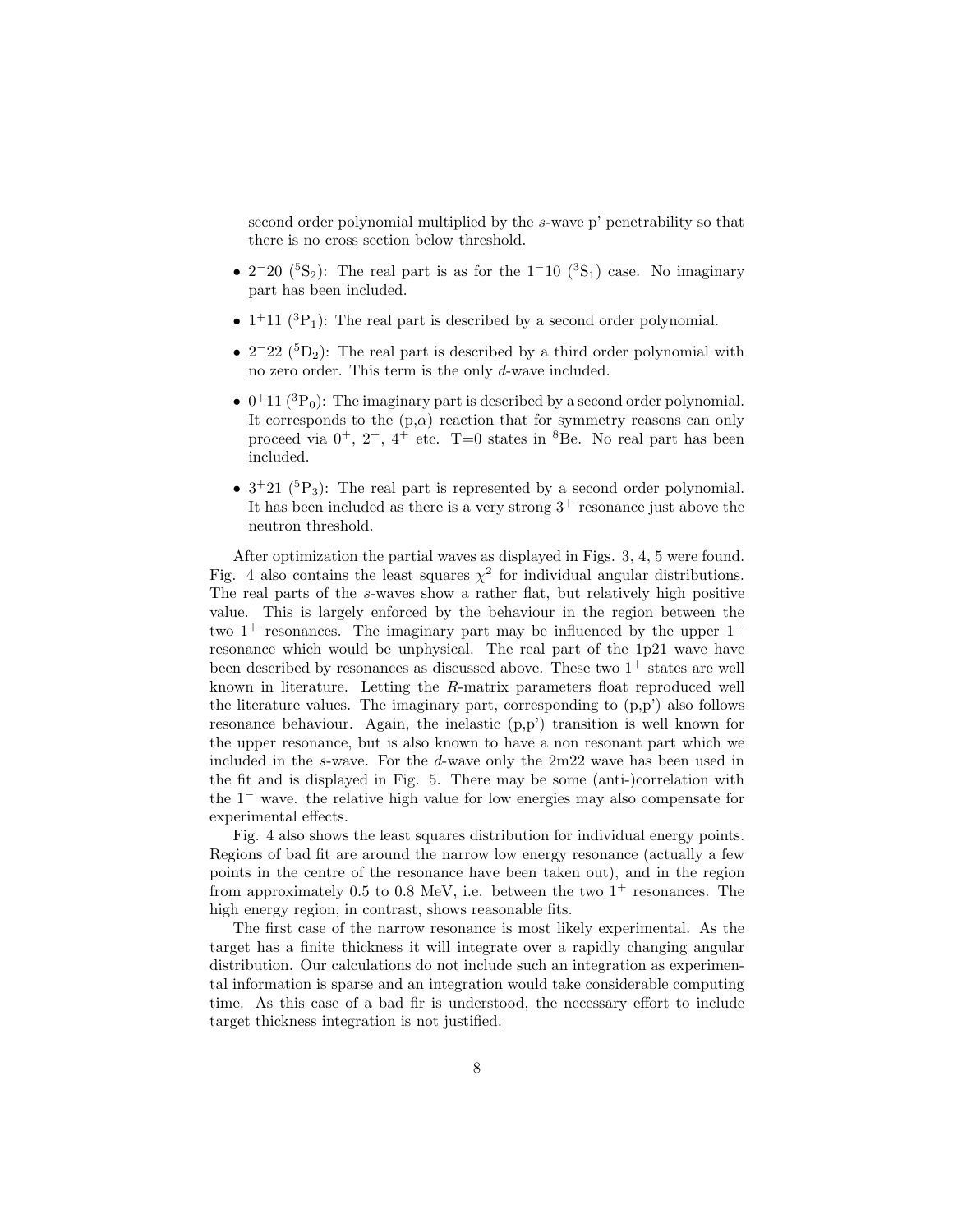second order polynomial multiplied by the *s*-wave p' penetrability so that there is no cross section below threshold.

- $2^-20$ ($^5S_2$): The real part is as for the $1^-10$ ($^3S_1$) case. No imaginary part has been included.
- $1^+11$ ($^3P_1$): The real part is described by a second order polynomial.
- $2^-22$ ($^5D_2$): The real part is described by a third order polynomial with no zero order. This term is the only *d*-wave included.
- $0^+11$ ($^3P_0$): The imaginary part is described by a second order polynomial. It corresponds to the (p,$\alpha$) reaction that for symmetry reasons can only proceed via $0^+$, $2^+$, $4^+$ etc. T=0 states in $^8$Be. No real part has been included.
- $3^+21$ ($^5P_3$): The real part is represented by a second order polynomial. It has been included as there is a very strong $3^+$ resonance just above the neutron threshold.

After optimization the partial waves as displayed in Figs. 3, 4, 5 were found. Fig. 4 also contains the least squares $\chi^2$ for individual angular distributions. The real parts of the *s*-waves show a rather flat, but relatively high positive value. This is largely enforced by the behaviour in the region between the two $1^+$ resonances. The imaginary part may be influenced by the upper $1^+$ resonance which would be unphysical. The real part of the 1p21 wave have been described by resonances as discussed above. These two $1^+$ states are well known in literature. Letting the *R*-matrix parameters float reproduced well the literature values. The imaginary part, corresponding to (p,p') also follows resonance behaviour. Again, the inelastic (p,p') transition is well known for the upper resonance, but is also known to have a non resonant part which we included in the *s*-wave. For the *d*-wave only the 2m22 wave has been used in the fit and is displayed in Fig. 5. There may be some (anti-)correlation with the $1^-$ wave. the relative high value for low energies may also compensate for experimental effects.

Fig. 4 also shows the least squares distribution for individual energy points. Regions of bad fit are around the narrow low energy resonance (actually a few points in the centre of the resonance have been taken out), and in the region from approximately 0.5 to 0.8 MeV, i.e. between the two $1^+$ resonances. The high energy region, in contrast, shows reasonable fits.

The first case of the narrow resonance is most likely experimental. As the target has a finite thickness it will integrate over a rapidly changing angular distribution. Our calculations do not include such an integration as experimental information is sparse and an integration would take considerable computing time. As this case of a bad fir is understood, the necessary effort to include target thickness integration is not justified.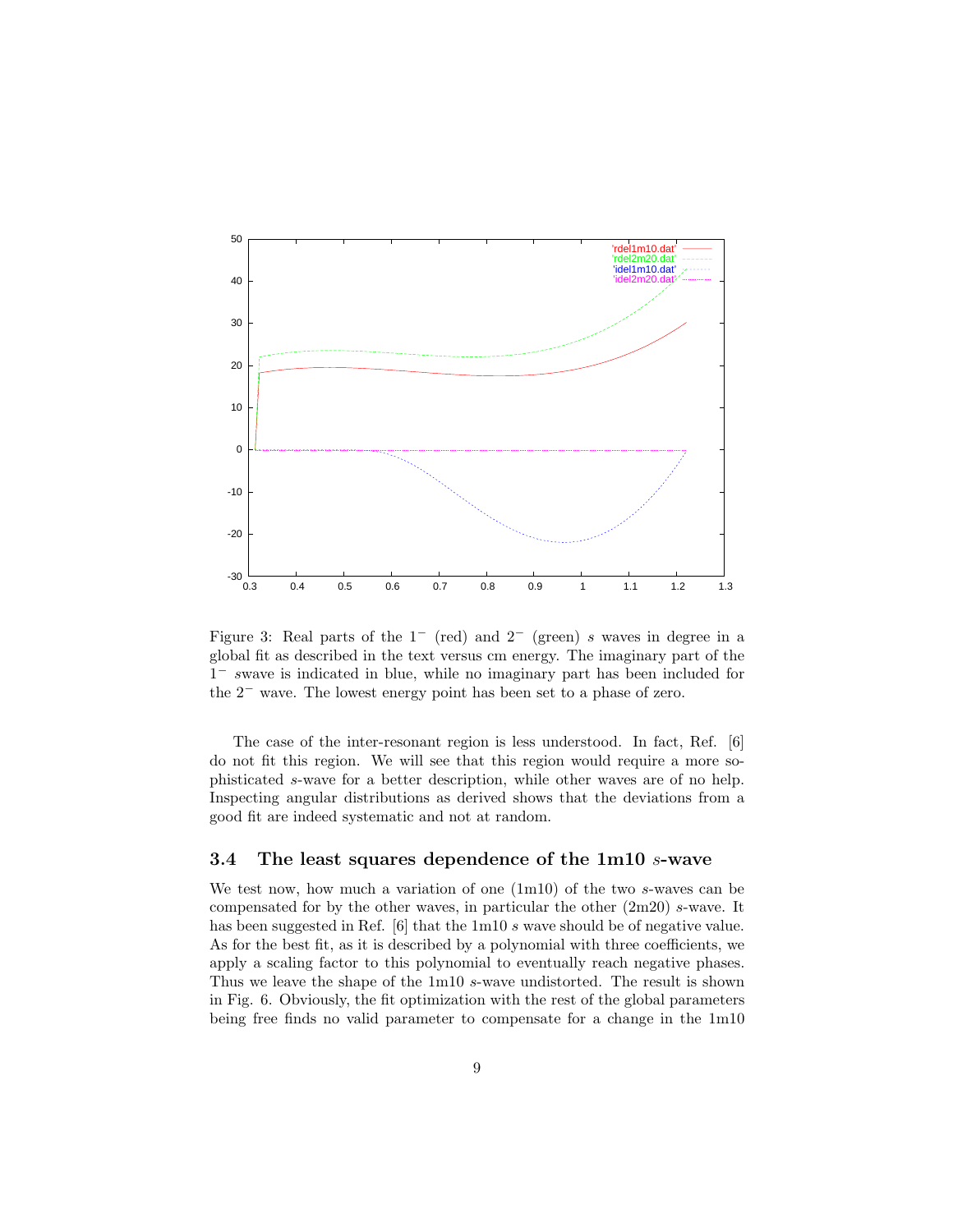Figure 3: Real parts of the $1^-$ (red) and $2^-$ (green) $s$ waves in degree in a global fit as described in the text versus cm energy. The imaginary part of the $1^-$ $s$wave is indicated in blue, while no imaginary part has been included for the $2^-$ wave. The lowest energy point has been set to a phase of zero.

The case of the inter-resonant region is less understood. In fact, Ref. [6] do not fit this region. We will see that this region would require a more sophisticated $s$-wave for a better description, while other waves are of no help. Inspecting angular distributions as derived shows that the deviations from a good fit are indeed systematic and not at random.

### 3.4 The least squares dependence of the 1m10 $s$-wave

We test now, how much a variation of one (1m10) of the two $s$-waves can be compensated for by the other waves, in particular the other (2m20) $s$-wave. It has been suggested in Ref. [6] that the 1m10 $s$ wave should be of negative value. As for the best fit, as it is described by a polynomial with three coefficients, we apply a scaling factor to this polynomial to eventually reach negative phases. Thus we leave the shape of the 1m10 $s$-wave undistorted. The result is shown in Fig. 6. Obviously, the fit optimization with the rest of the global parameters being free finds no valid parameter to compensate for a change in the 1m10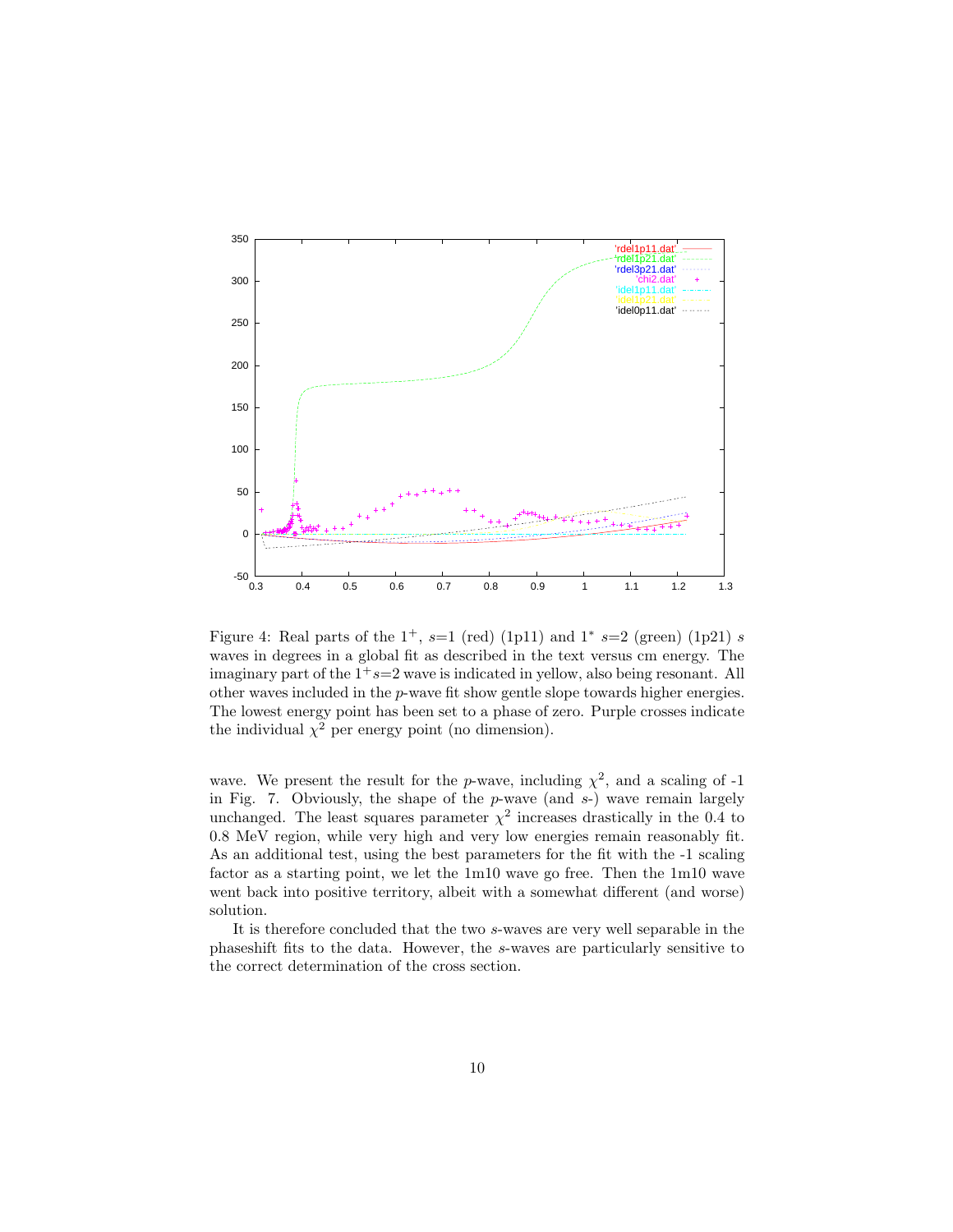Figure 4: Real parts of the $1^+$, $s$=1 (red) (1p11) and $1^*$ $s$=2 (green) (1p21) $s$ waves in degrees in a global fit as described in the text versus cm energy. The imaginary part of the $1^+ s$=2 wave is indicated in yellow, also being resonant. All other waves included in the $p$-wave fit show gentle slope towards higher energies. The lowest energy point has been set to a phase of zero. Purple crosses indicate the individual $\chi^2$ per energy point (no dimension).

wave. We present the result for the $p$-wave, including $\chi^2$, and a scaling of -1 in Fig. 7. Obviously, the shape of the $p$-wave (and $s$-) wave remain largely unchanged. The least squares parameter $\chi^2$ increases drastically in the 0.4 to 0.8 MeV region, while very high and very low energies remain reasonably fit. As an additional test, using the best parameters for the fit with the -1 scaling factor as a starting point, we let the 1m10 wave go free. Then the 1m10 wave went back into positive territory, albeit with a somewhat different (and worse) solution.

It is therefore concluded that the two $s$-waves are very well separable in the phaseshift fits to the data. However, the $s$-waves are particularly sensitive to the correct determination of the cross section.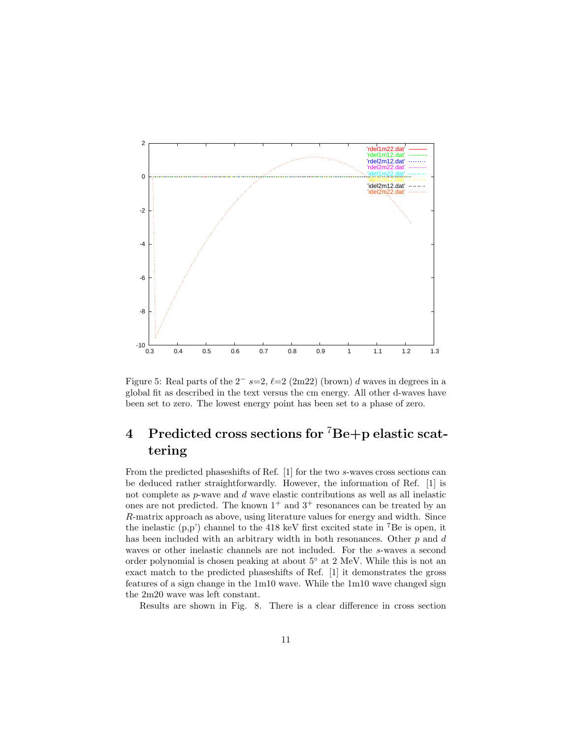Figure 5: Real parts of the $2^-$ $s$=2, $\ell$=2 (2m22) (brown) $d$ waves in degrees in a global fit as described in the text versus the cm energy. All other d-waves have been set to zero. The lowest energy point has been set to a phase of zero.

# 4 Predicted cross sections for $^7$Be+p elastic scattering

From the predicted phaseshifts of Ref. [1] for the two $s$-waves cross sections can be deduced rather straightforwardly. However, the information of Ref. [1] is not complete as $p$-wave and $d$ wave elastic contributions as well as all inelastic ones are not predicted. The known $1^+$ and $3^+$ resonances can be treated by an $R$-matrix approach as above, using literature values for energy and width. Since the inelastic (p,p') channel to the 418 keV first excited state in $^7$Be is open, it has been included with an arbitrary width in both resonances. Other $p$ and $d$ waves or other inelastic channels are not included. For the $s$-waves a second order polynomial is chosen peaking at about $5^\circ$ at 2 MeV. While this is not an exact match to the predicted phaseshifts of Ref. [1] it demonstrates the gross features of a sign change in the 1m10 wave. While the 1m10 wave changed sign the 2m20 wave was left constant.

Results are shown in Fig. 8. There is a clear difference in cross section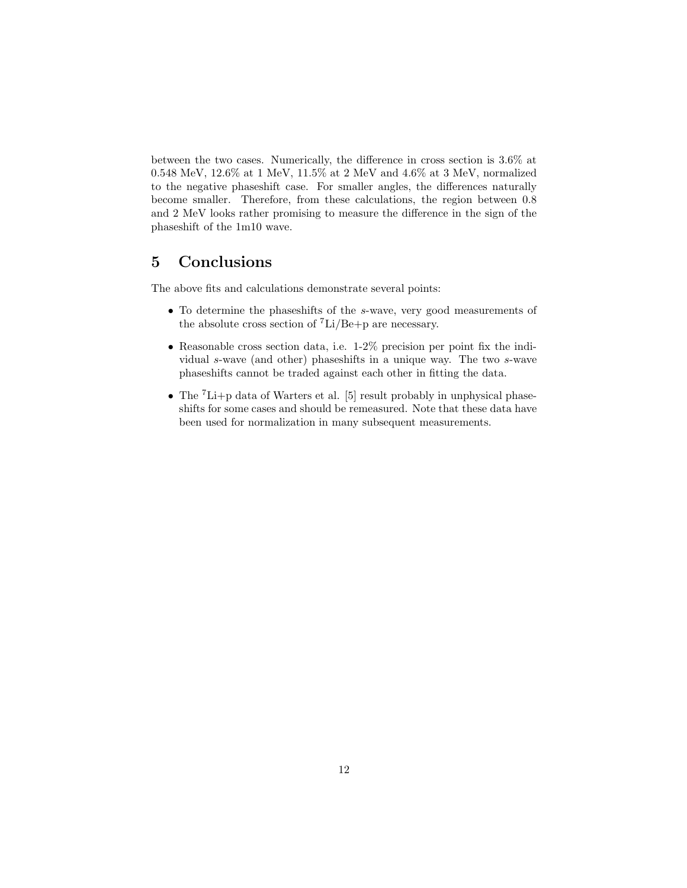between the two cases. Numerically, the difference in cross section is 3.6% at 0.548 MeV, 12.6% at 1 MeV, 11.5% at 2 MeV and 4.6% at 3 MeV, normalized to the negative phaseshift case. For smaller angles, the differences naturally become smaller. Therefore, from these calculations, the region between 0.8 and 2 MeV looks rather promising to measure the difference in the sign of the phaseshift of the 1m10 wave.

# 5 Conclusions

The above fits and calculations demonstrate several points:

- To determine the phaseshifts of the *s*-wave, very good measurements of the absolute cross section of $^{7}$Li/Be+p are necessary.
- Reasonable cross section data, i.e. 1-2% precision per point fix the individual *s*-wave (and other) phaseshifts in a unique way. The two *s*-wave phaseshifts cannot be traded against each other in fitting the data.
- The $^{7}$Li+p data of Warters et al. [5] result probably in unphysical phaseshifts for some cases and should be remeasured. Note that these data have been used for normalization in many subsequent measurements.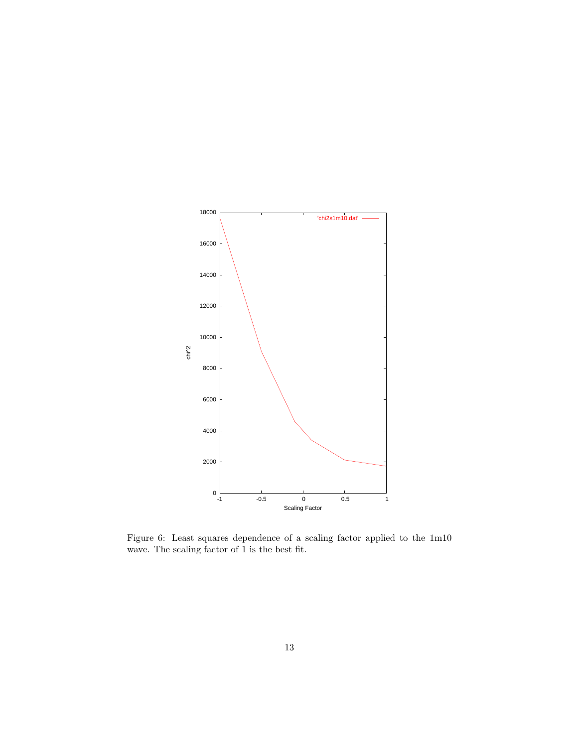Figure 6: Least squares dependence of a scaling factor applied to the 1m10 wave. The scaling factor of 1 is the best fit.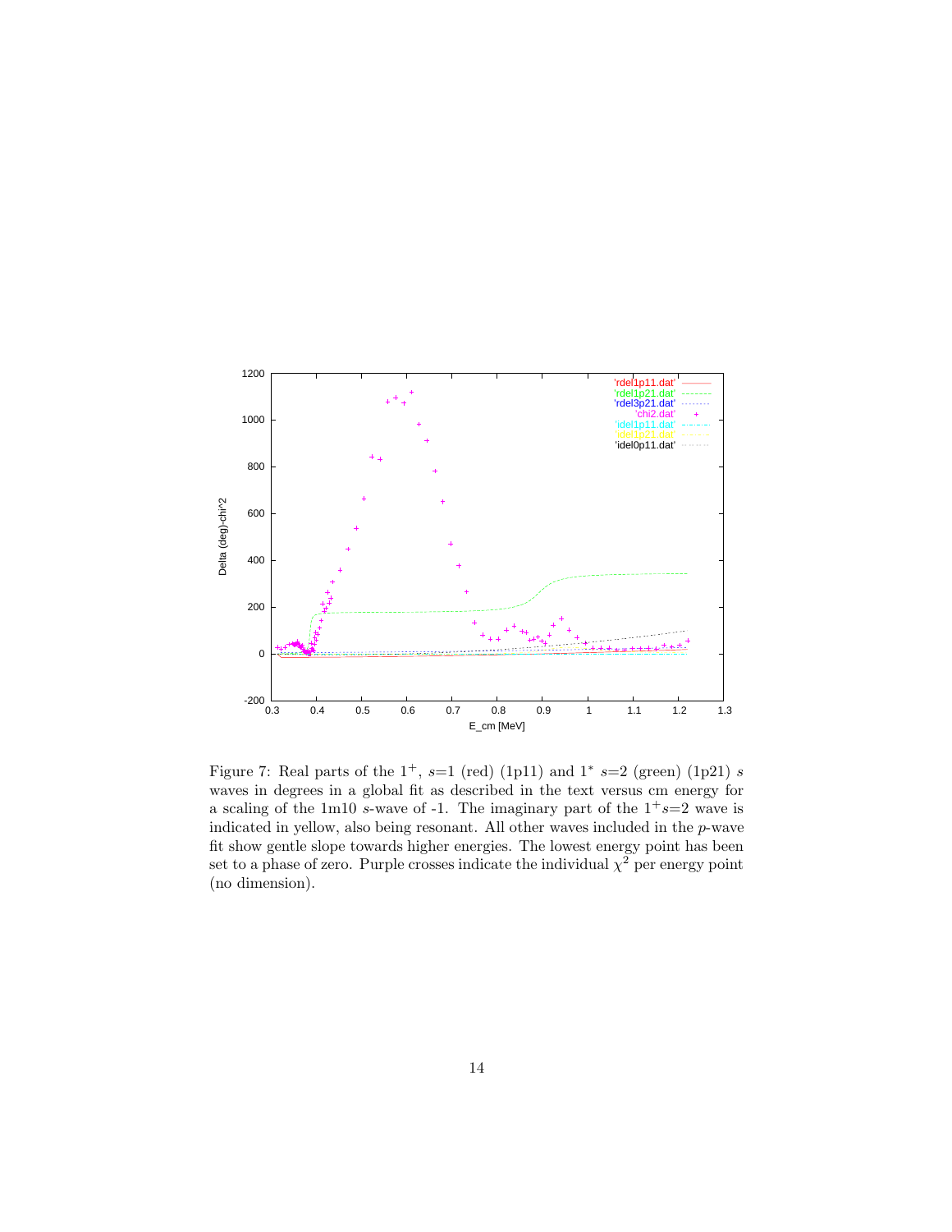Figure 7: Real parts of the $1^+$, $s$=1 (red) (1p11) and $1^*$ $s$=2 (green) (1p21) $s$ waves in degrees in a global fit as described in the text versus cm energy for a scaling of the 1m10 $s$-wave of -1. The imaginary part of the $1^+ s$=2 wave is indicated in yellow, also being resonant. All other waves included in the $p$-wave fit show gentle slope towards higher energies. The lowest energy point has been set to a phase of zero. Purple crosses indicate the individual $\chi^2$ per energy point (no dimension).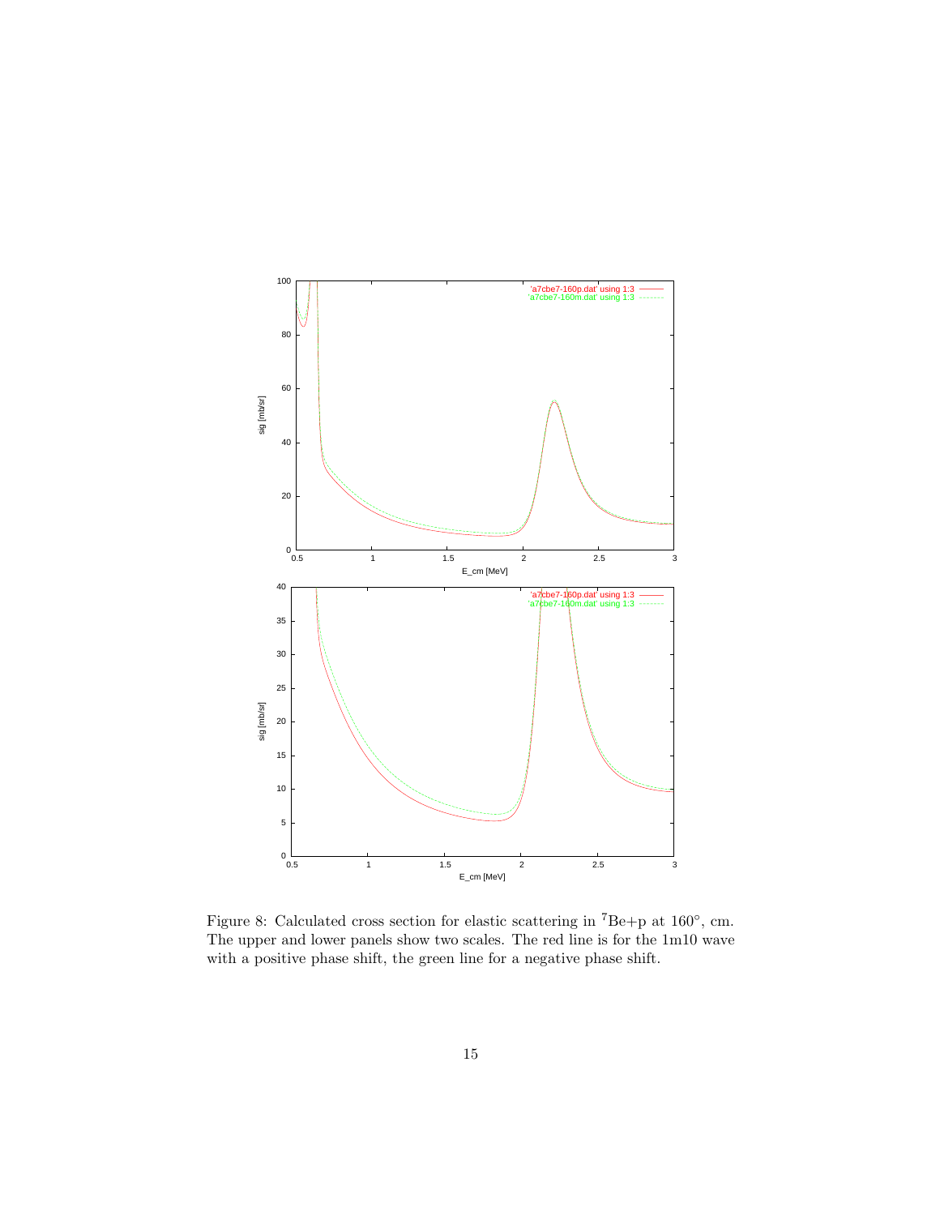Figure 8: Calculated cross section for elastic scattering in $^7$Be+p at 160°, cm. The upper and lower panels show two scales. The red line is for the 1m10 wave with a positive phase shift, the green line for a negative phase shift.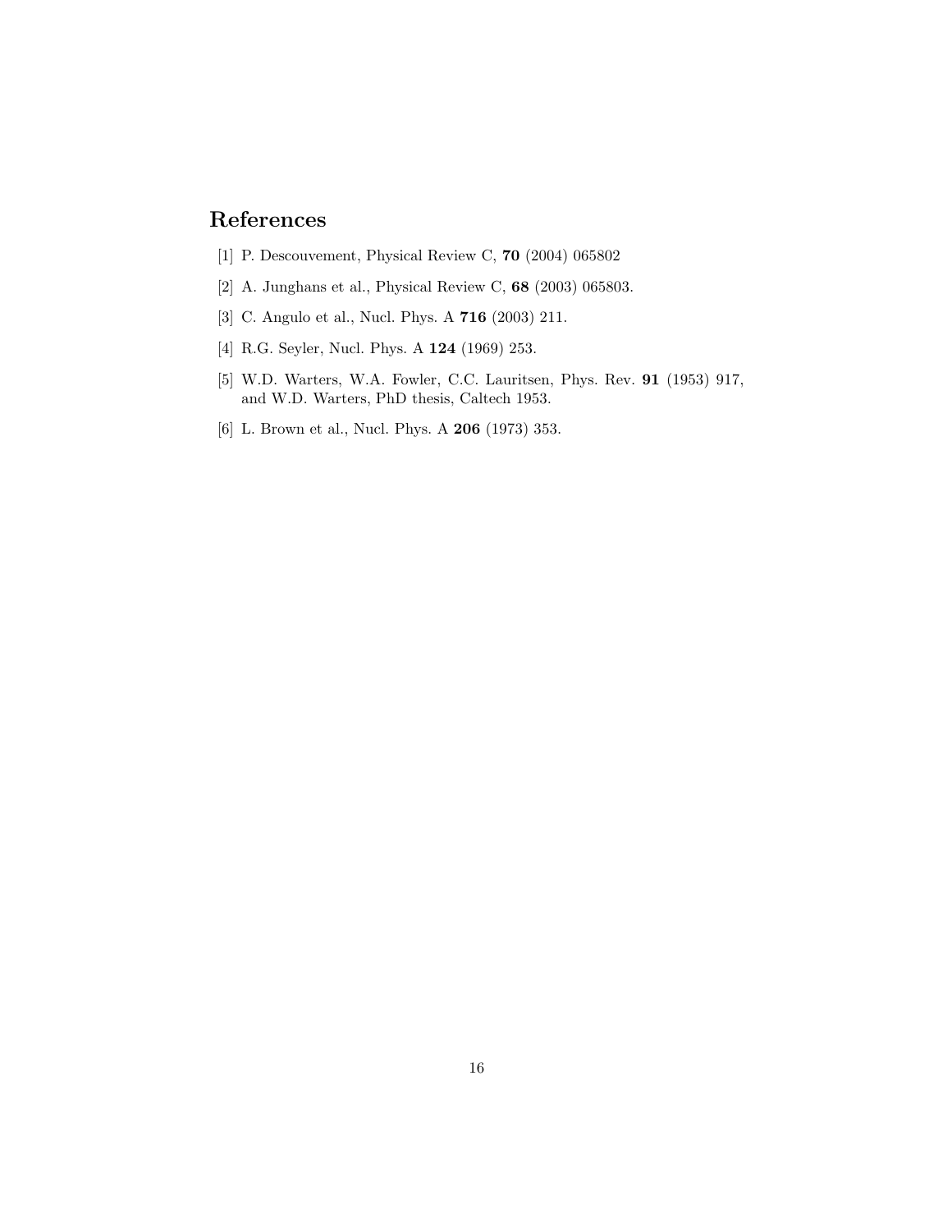# References

[1] P. Descouvement, Physical Review C, **70** (2004) 065802

[2] A. Junghans et al., Physical Review C, **68** (2003) 065803.

[3] C. Angulo et al., Nucl. Phys. A **716** (2003) 211.

[4] R.G. Seyler, Nucl. Phys. A **124** (1969) 253.

[5] W.D. Warters, W.A. Fowler, C.C. Lauritsen, Phys. Rev. **91** (1953) 917, and W.D. Warters, PhD thesis, Caltech 1953.

[6] L. Brown et al., Nucl. Phys. A **206** (1973) 353.